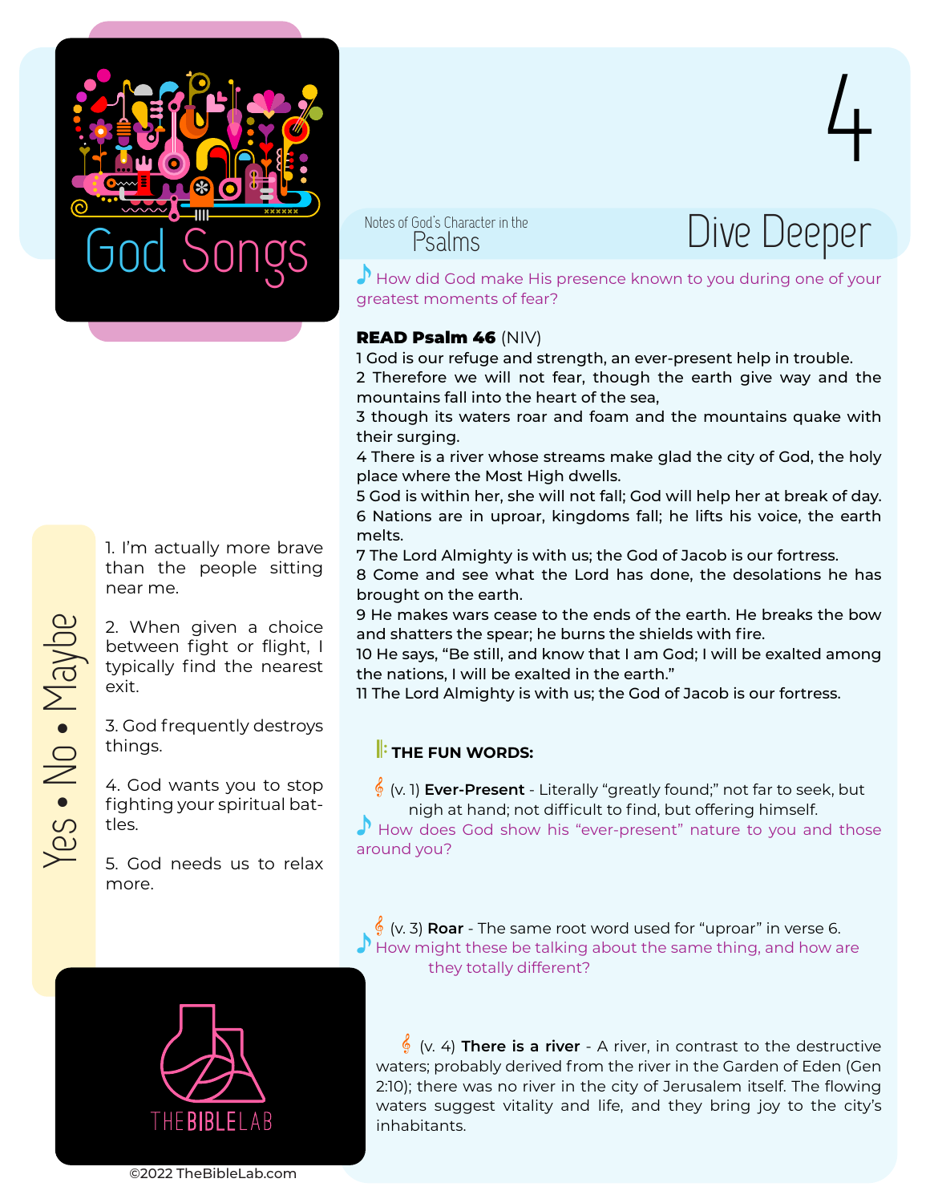# God Songs

# 4

Notes of God's Character in the Psalms

## Dive Deeper

♪ How did God make His presence known to you during one of your greatest moments of fear?

**READ Psalm 46** (NIV)

1 God is our refuge and strength, an ever-present help in trouble.
2 Therefore we will not fear, though the earth give way and the mountains fall into the heart of the sea,
3 though its waters roar and foam and the mountains quake with their surging.
4 There is a river whose streams make glad the city of God, the holy place where the Most High dwells.
5 God is within her, she will not fall; God will help her at break of day.
6 Nations are in uproar, kingdoms fall; he lifts his voice, the earth melts.
7 The Lord Almighty is with us; the God of Jacob is our fortress.
8 Come and see what the Lord has done, the desolations he has brought on the earth.
9 He makes wars cease to the ends of the earth. He breaks the bow and shatters the spear; he burns the shields with fire.
10 He says, "Be still, and know that I am God; I will be exalted among the nations, I will be exalted in the earth."
11 The Lord Almighty is with us; the God of Jacob is our fortress.

**THE FUN WORDS:**

(v. 1) **Ever-Present** - Literally "greatly found;" not far to seek, but nigh at hand; not difficult to find, but offering himself.

♪ How does God show his "ever-present" nature to you and those around you?

(v. 3) **Roar** - The same root word used for "uproar" in verse 6.

♪ How might these be talking about the same thing, and how are they totally different?

(v. 4) **There is a river** - A river, in contrast to the destructive waters; probably derived from the river in the Garden of Eden (Gen 2:10); there was no river in the city of Jerusalem itself. The flowing waters suggest vitality and life, and they bring joy to the city's inhabitants.

## Yes • No • Maybe

1. I'm actually more brave than the people sitting near me.

2. When given a choice between fight or flight, I typically find the nearest exit.

3. God frequently destroys things.

4. God wants you to stop fighting your spiritual battles.

5. God needs us to relax more.

THE BIBLE LAB

©2022 TheBibleLab.com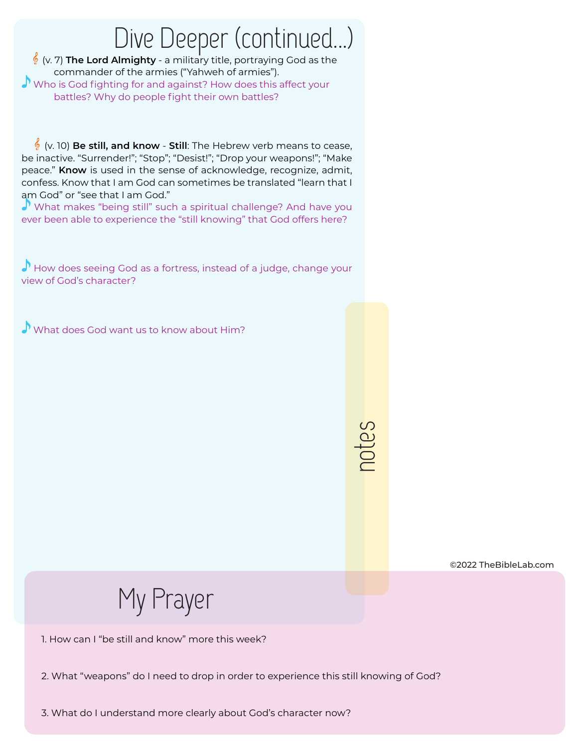# Dive Deeper (continued...)

𝄞 (v. 7) **The Lord Almighty** - a military title, portraying God as the commander of the armies ("Yahweh of armies").

♪ Who is God fighting for and against? How does this affect your battles? Why do people fight their own battles?

𝄞 (v. 10) **Be still, and know** - **Still**: The Hebrew verb means to cease, be inactive. "Surrender!"; "Stop"; "Desist!"; "Drop your weapons!"; "Make peace." **Know** is used in the sense of acknowledge, recognize, admit, confess. Know that I am God can sometimes be translated "learn that I am God" or "see that I am God."

♪ What makes "being still" such a spiritual challenge? And have you ever been able to experience the "still knowing" that God offers here?

♪ How does seeing God as a fortress, instead of a judge, change your view of God's character?

♪ What does God want us to know about Him?

notes

©2022 TheBibleLab.com

## My Prayer

1. How can I "be still and know" more this week?
2. What "weapons" do I need to drop in order to experience this still knowing of God?
3. What do I understand more clearly about God's character now?